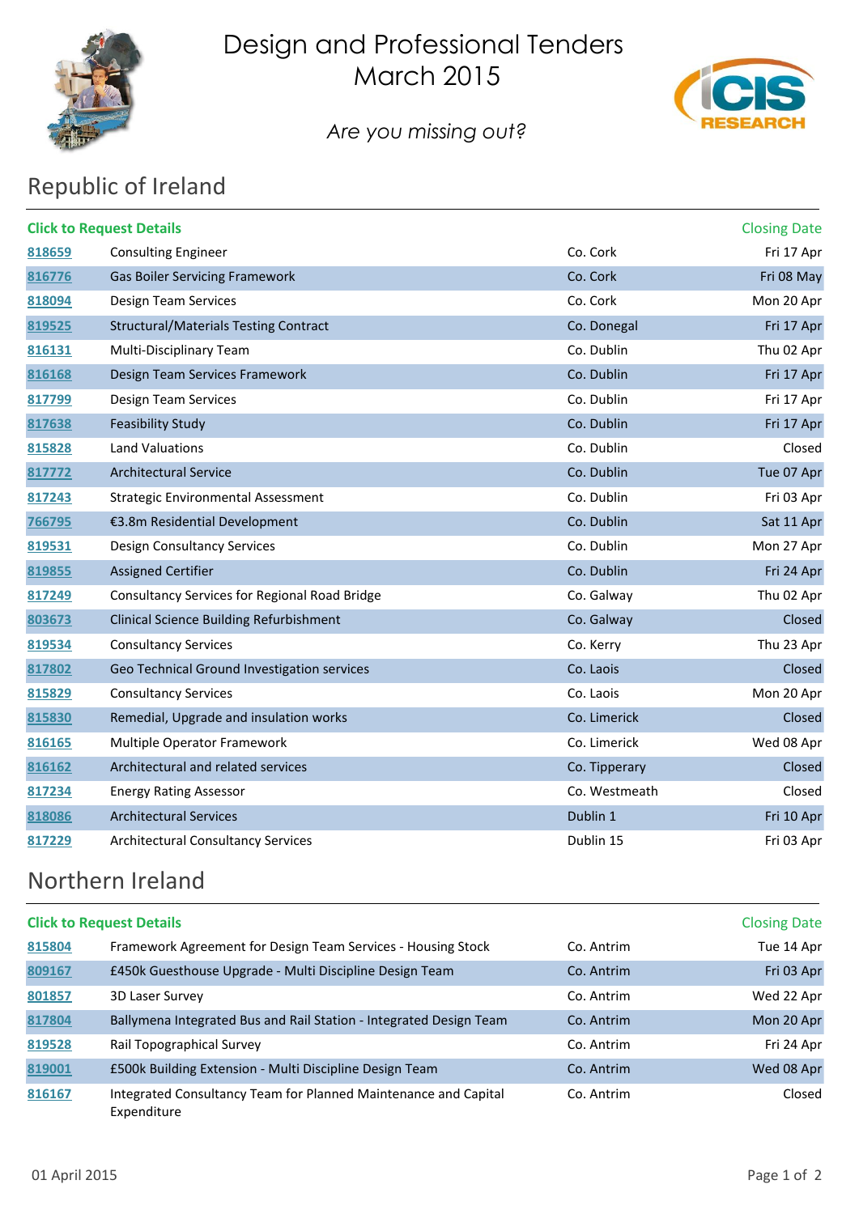# Design and Professional Tenders March 2015

*Are you missing out?*

## Republic of Ireland

| Click to Request Details | | | Closing Date |
|---|---|---|---|
| 818659 | Consulting Engineer | Co. Cork | Fri 17 Apr |
| 816776 | Gas Boiler Servicing Framework | Co. Cork | Fri 08 May |
| 818094 | Design Team Services | Co. Cork | Mon 20 Apr |
| 819525 | Structural/Materials Testing Contract | Co. Donegal | Fri 17 Apr |
| 816131 | Multi-Disciplinary Team | Co. Dublin | Thu 02 Apr |
| 816168 | Design Team Services Framework | Co. Dublin | Fri 17 Apr |
| 817799 | Design Team Services | Co. Dublin | Fri 17 Apr |
| 817638 | Feasibility Study | Co. Dublin | Fri 17 Apr |
| 815828 | Land Valuations | Co. Dublin | Closed |
| 817772 | Architectural Service | Co. Dublin | Tue 07 Apr |
| 817243 | Strategic Environmental Assessment | Co. Dublin | Fri 03 Apr |
| 766795 | €3.8m Residential Development | Co. Dublin | Sat 11 Apr |
| 819531 | Design Consultancy Services | Co. Dublin | Mon 27 Apr |
| 819855 | Assigned Certifier | Co. Dublin | Fri 24 Apr |
| 817249 | Consultancy Services for Regional Road Bridge | Co. Galway | Thu 02 Apr |
| 803673 | Clinical Science Building Refurbishment | Co. Galway | Closed |
| 819534 | Consultancy Services | Co. Kerry | Thu 23 Apr |
| 817802 | Geo Technical Ground Investigation services | Co. Laois | Closed |
| 815829 | Consultancy Services | Co. Laois | Mon 20 Apr |
| 815830 | Remedial, Upgrade and insulation works | Co. Limerick | Closed |
| 816165 | Multiple Operator Framework | Co. Limerick | Wed 08 Apr |
| 816162 | Architectural and related services | Co. Tipperary | Closed |
| 817234 | Energy Rating Assessor | Co. Westmeath | Closed |
| 818086 | Architectural Services | Dublin 1 | Fri 10 Apr |
| 817229 | Architectural Consultancy Services | Dublin 15 | Fri 03 Apr |

## Northern Ireland

| Click to Request Details | | | Closing Date |
|---|---|---|---|
| 815804 | Framework Agreement for Design Team Services - Housing Stock | Co. Antrim | Tue 14 Apr |
| 809167 | £450k Guesthouse Upgrade - Multi Discipline Design Team | Co. Antrim | Fri 03 Apr |
| 801857 | 3D Laser Survey | Co. Antrim | Wed 22 Apr |
| 817804 | Ballymena Integrated Bus and Rail Station - Integrated Design Team | Co. Antrim | Mon 20 Apr |
| 819528 | Rail Topographical Survey | Co. Antrim | Fri 24 Apr |
| 819001 | £500k Building Extension - Multi Discipline Design Team | Co. Antrim | Wed 08 Apr |
| 816167 | Integrated Consultancy Team for Planned Maintenance and Capital Expenditure | Co. Antrim | Closed |

01 April 2015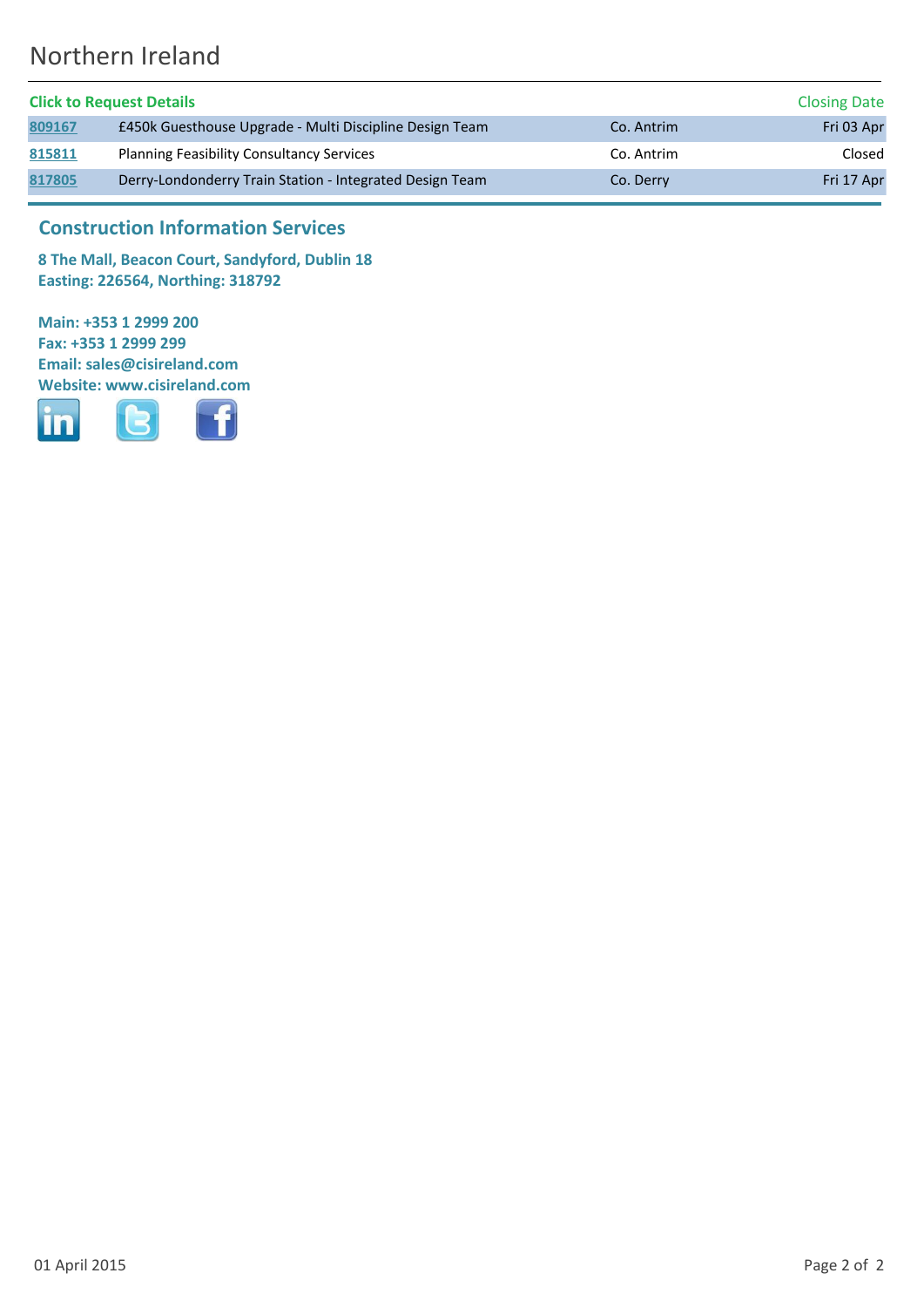# Northern Ireland

| Click to Request Details | | | Closing Date |
|---|---|---|---|
| 809167 | £450k Guesthouse Upgrade - Multi Discipline Design Team | Co. Antrim | Fri 03 Apr |
| 815811 | Planning Feasibility Consultancy Services | Co. Antrim | Closed |
| 817805 | Derry-Londonderry Train Station - Integrated Design Team | Co. Derry | Fri 17 Apr |

## Construction Information Services

**8 The Mall, Beacon Court, Sandyford, Dublin 18**
**Easting: 226564, Northing: 318792**

**Main: +353 1 2999 200**
**Fax: +353 1 2999 299**
**Email: sales@cisireland.com**
**Website: www.cisireland.com**

01 April 2015